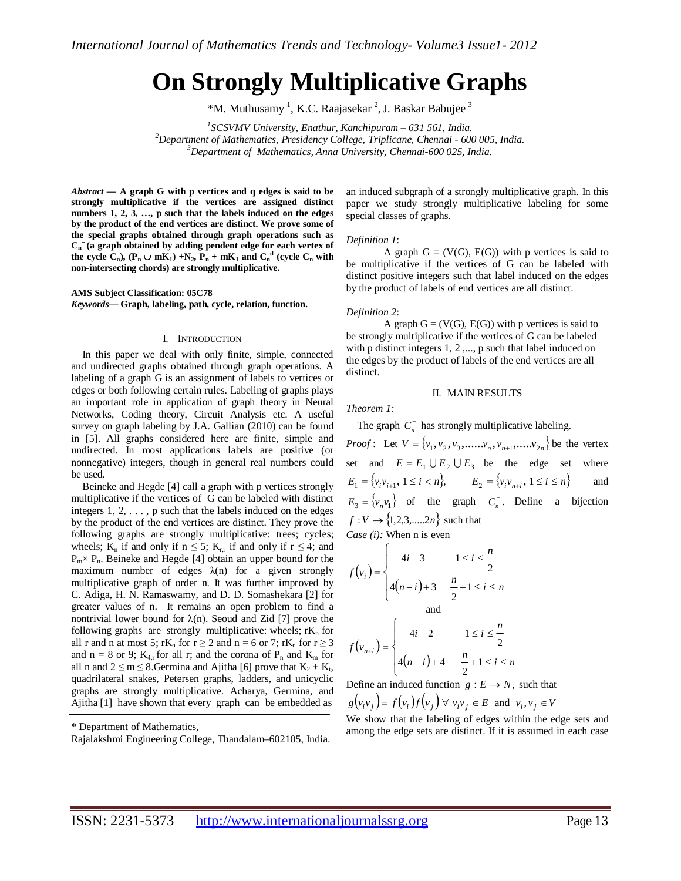# On Strongly Multiplicative Graphs

*M. Muthusamy [1], K.C. Raajasekar [2], J. Baskar Babujee [3]

[1]*SCSVMV University, Enathur, Kanchipuram – 631 561, India.*
[2]*Department of Mathematics, Presidency College, Triplicane, Chennai - 600 005, India.*
[3]*Department of Mathematics, Anna University, Chennai-600 025, India.*

***Abstract*** **— A graph G with p vertices and q edges is said to be strongly multiplicative if the vertices are assigned distinct numbers 1, 2, 3, …, p such that the labels induced on the edges by the product of the end vertices are distinct. We prove some of the special graphs obtained through graph operations such as $C_n^+$ (a graph obtained by adding pendent edge for each vertex of the cycle $C_n$), $(P_n \cup mK_1) + N_2$, $P_n + mK_1$ and $C_n^d$ (cycle $C_n$ with non-intersecting chords) are strongly multiplicative.**

**AMS Subject Classification: 05C78**

***Keywords*** **— Graph, labeling, path, cycle, relation, function.**

## I. Introduction

In this paper we deal with only finite, simple, connected and undirected graphs obtained through graph operations. A labeling of a graph G is an assignment of labels to vertices or edges or both following certain rules. Labeling of graphs plays an important role in application of graph theory in Neural Networks, Coding theory, Circuit Analysis etc. A useful survey on graph labeling by J.A. Gallian (2010) can be found in [5]. All graphs considered here are finite, simple and undirected. In most applications labels are positive (or nonnegative) integers, though in general real numbers could be used.

Beineke and Hegde [4] call a graph with p vertices strongly multiplicative if the vertices of G can be labeled with distinct integers 1, 2, . . . , p such that the labels induced on the edges by the product of the end vertices are distinct. They prove the following graphs are strongly multiplicative: trees; cycles; wheels; $K_n$ if and only if $n \leq 5$; $K_{r,r}$ if and only if $r \leq 4$; and $P_m \times P_n$. Beineke and Hegde [4] obtain an upper bound for the maximum number of edges $\lambda(n)$ for a given strongly multiplicative graph of order n. It was further improved by C. Adiga, H. N. Ramaswamy, and D. D. Somashekara [2] for greater values of n. It remains an open problem to find a nontrivial lower bound for $\lambda(n)$. Seoud and Zid [7] prove the following graphs are strongly multiplicative: wheels; $rK_n$ for all r and n at most 5; $rK_n$ for $r \geq 2$ and n = 6 or 7; $rK_n$ for $r \geq 3$ and n = 8 or 9; $K_{4,r}$ for all r; and the corona of $P_n$ and $K_m$ for all n and $2 \leq m \leq 8$. Germina and Ajitha [6] prove that $K_2 + K_t$, quadrilateral snakes, Petersen graphs, ladders, and unicyclic graphs are strongly multiplicative. Acharya, Germina, and Ajitha [1] have shown that every graph can be embedded as an induced subgraph of a strongly multiplicative graph. In this paper we study strongly multiplicative labeling for some special classes of graphs.

*Definition 1*:

A graph G = (V(G), E(G)) with p vertices is said to be multiplicative if the vertices of G can be labeled with distinct positive integers such that label induced on the edges by the product of labels of end vertices are all distinct.

*Definition 2*:

A graph G = (V(G), E(G)) with p vertices is said to be strongly multiplicative if the vertices of G can be labeled with p distinct integers 1, 2 ,..., p such that label induced on the edges by the product of labels of the end vertices are all distinct.

## II. Main Results

*Theorem 1:*

The graph $C_n^+$ has strongly multiplicative labeling.

*Proof* : Let $V = \{v_1, v_2, v_3, ......v_n, v_{n+1}, .....v_{2n}\}$ be the vertex set and $E = E_1 \cup E_2 \cup E_3$ be the edge set where $E_1 = \{v_i v_{i+1}, 1 \leq i < n\}$, $E_2 = \{v_i v_{n+i}, 1 \leq i \leq n\}$ and $E_3 = \{v_n v_1\}$ of the graph $C_n^+$. Define a bijection $f : V \to \{1,2,3,.....2n\}$ such that

*Case (i):* When n is even

$$f(v_i) = \begin{cases} 4i - 3 & 1 \leq i \leq \dfrac{n}{2} \\ 4(n-i) + 3 & \dfrac{n}{2} + 1 \leq i \leq n \end{cases}$$

and

$$f(v_{n+i}) = \begin{cases} 4i - 2 & 1 \leq i \leq \dfrac{n}{2} \\ 4(n-i) + 4 & \dfrac{n}{2} + 1 \leq i \leq n \end{cases}$$

Define an induced function $g : E \to N$, such that

$g(v_i v_j) = f(v_i) f(v_j) \ \forall \ v_i v_j \in E$ and $v_i, v_j \in V$

We show that the labeling of edges within the edge sets and among the edge sets are distinct. If it is assumed in each case

\* Department of Mathematics,
Rajalakshmi Engineering College, Thandalam–602105, India.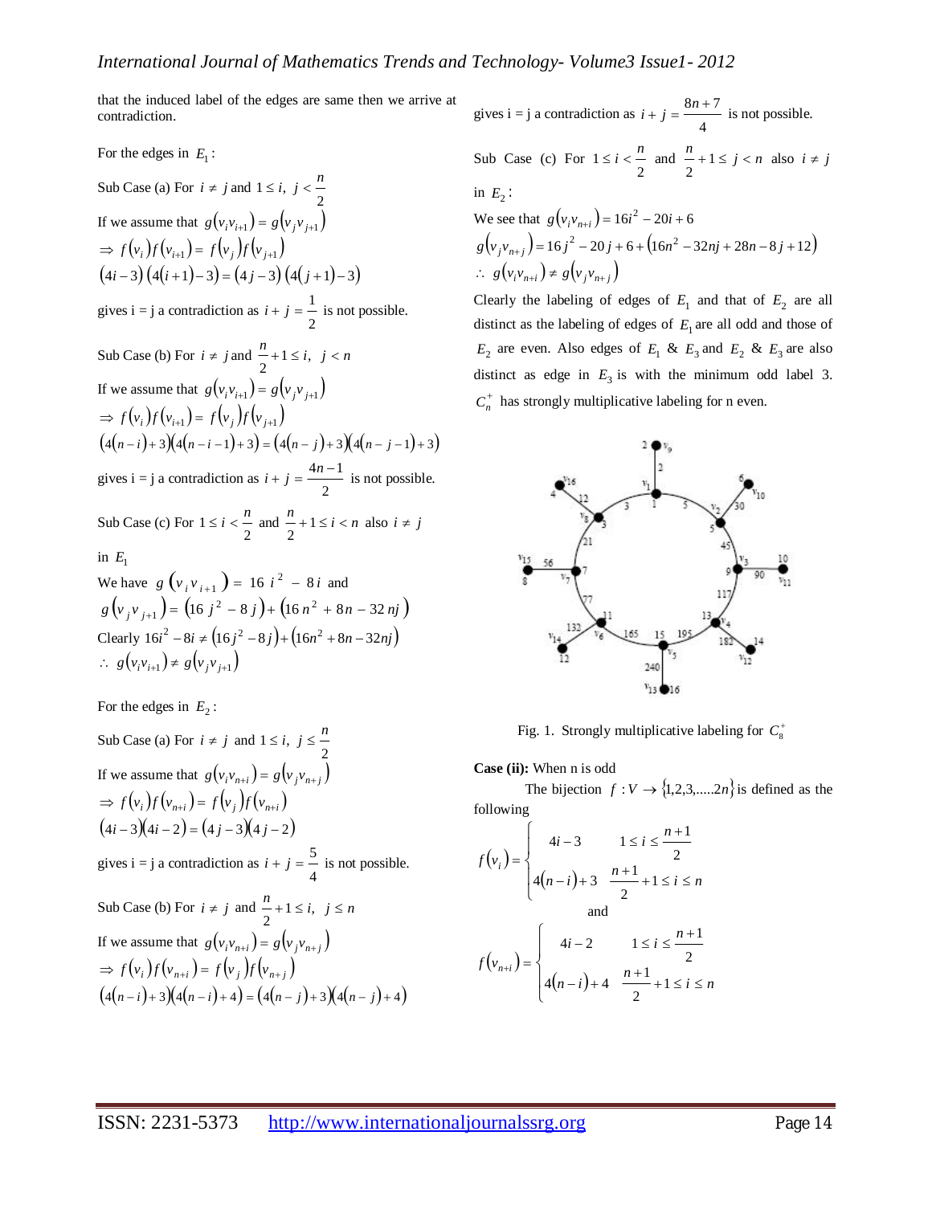that the induced label of the edges are same then we arrive at contradiction.

For the edges in $E_1$:

Sub Case (a) For $i \neq j$ and $1 \leq i,\ j < \frac{n}{2}$

If we assume that $g(v_i v_{i+1}) = g(v_j v_{j+1})$

$\Rightarrow f(v_i) f(v_{i+1}) = f(v_j) f(v_{j+1})$

$(4i-3)(4(i+1)-3) = (4j-3)(4(j+1)-3)$

gives i = j a contradiction as $i + j = \frac{1}{2}$ is not possible.

Sub Case (b) For $i \neq j$ and $\frac{n}{2}+1 \leq i,\ j < n$

If we assume that $g(v_i v_{i+1}) = g(v_j v_{j+1})$

$\Rightarrow f(v_i) f(v_{i+1}) = f(v_j) f(v_{j+1})$

$(4(n-i)+3)(4(n-i-1)+3) = (4(n-j)+3)(4(n-j-1)+3)$

gives i = j a contradiction as $i + j = \frac{4n-1}{2}$ is not possible.

Sub Case (c) For $1 \leq i < \frac{n}{2}$ and $\frac{n}{2}+1 \leq i < n$ also $i \neq j$ in $E_1$

We have $g(v_i v_{i+1}) = 16i^2 - 8i$ and

$g(v_j v_{j+1}) = (16j^2 - 8j) + (16n^2 + 8n - 32nj)$

Clearly $16i^2 - 8i \neq (16j^2 - 8j) + (16n^2 + 8n - 32nj)$

$\therefore\ g(v_i v_{i+1}) \neq g(v_j v_{j+1})$

For the edges in $E_2$:

Sub Case (a) For $i \neq j$ and $1 \leq i,\ j \leq \frac{n}{2}$

If we assume that $g(v_i v_{n+i}) = g(v_j v_{n+j})$

$\Rightarrow f(v_i) f(v_{n+i}) = f(v_j) f(v_{n+i})$

$(4i-3)(4i-2) = (4j-3)(4j-2)$

gives i = j a contradiction as $i + j = \frac{5}{4}$ is not possible.

Sub Case (b) For $i \neq j$ and $\frac{n}{2}+1 \leq i,\ j \leq n$

If we assume that $g(v_i v_{n+i}) = g(v_j v_{n+j})$

$\Rightarrow f(v_i) f(v_{n+i}) = f(v_j) f(v_{n+j})$

$(4(n-i)+3)(4(n-i)+4) = (4(n-j)+3)(4(n-j)+4)$

gives i = j a contradiction as $i + j = \frac{8n+7}{4}$ is not possible.

Sub Case (c) For $1 \leq i < \frac{n}{2}$ and $\frac{n}{2}+1 \leq j < n$ also $i \neq j$ in $E_2$:

We see that $g(v_i v_{n+i}) = 16i^2 - 20i + 6$

$g(v_j v_{n+j}) = 16j^2 - 20j + 6 + (16n^2 - 32nj + 28n - 8j + 12)$

$\therefore\ g(v_i v_{n+i}) \neq g(v_j v_{n+j})$

Clearly the labeling of edges of $E_1$ and that of $E_2$ are all distinct as the labeling of edges of $E_1$ are all odd and those of $E_2$ are even. Also edges of $E_1$ & $E_3$ and $E_2$ & $E_3$ are also distinct as edge in $E_3$ is with the minimum odd label 3. $C_n^+$ has strongly multiplicative labeling for n even.

Fig. 1. Strongly multiplicative labeling for $C_8^+$

**Case (ii):** When n is odd

The bijection $f : V \rightarrow \{1,2,3,.....2n\}$ is defined as the following

$$f(v_i) = \begin{cases} 4i-3 & 1 \leq i \leq \frac{n+1}{2} \\ 4(n-i)+3 & \frac{n+1}{2}+1 \leq i \leq n \end{cases}$$

and

$$f(v_{n+i}) = \begin{cases} 4i-2 & 1 \leq i \leq \frac{n+1}{2} \\ 4(n-i)+4 & \frac{n+1}{2}+1 \leq i \leq n \end{cases}$$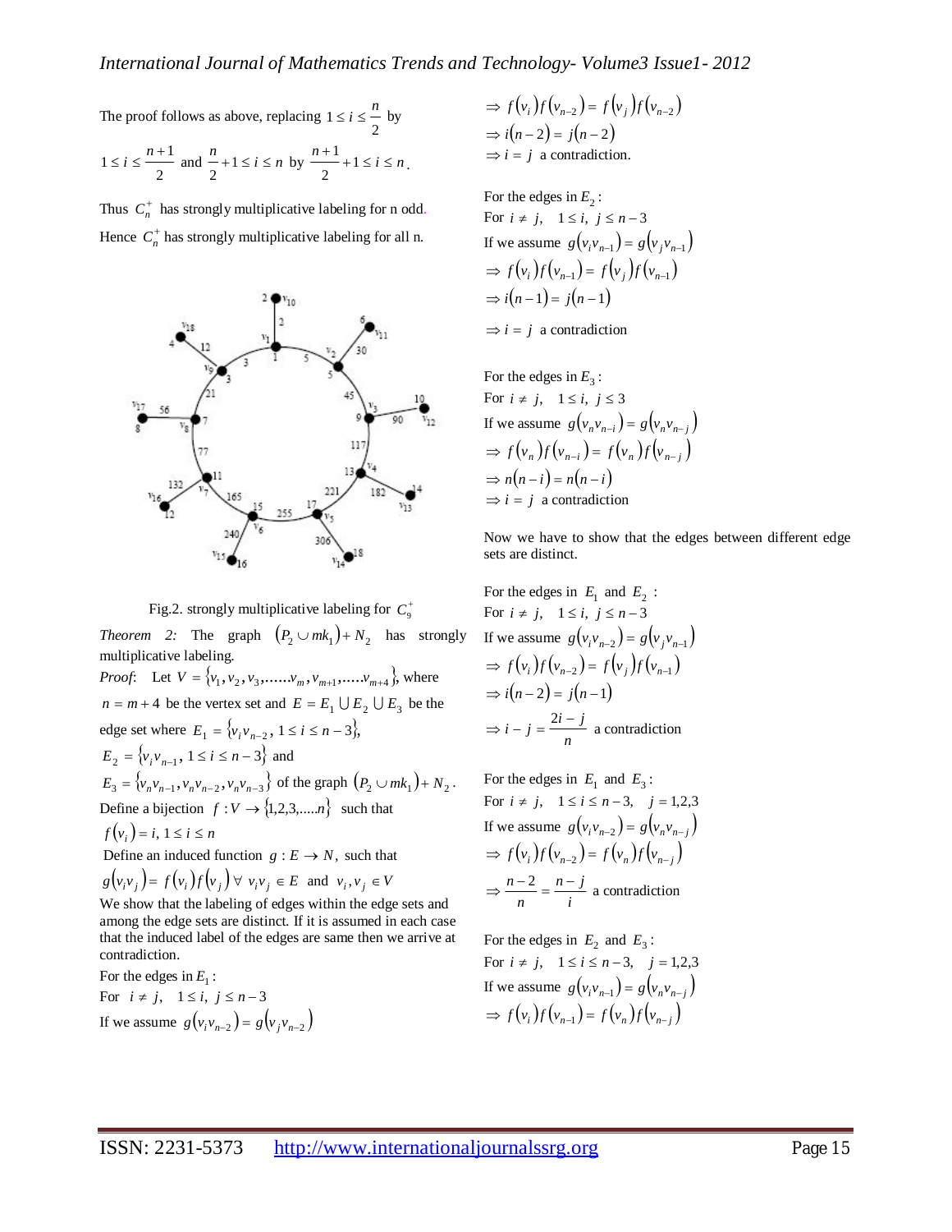The proof follows as above, replacing $1 \le i \le \frac{n}{2}$ by $1 \le i \le \frac{n+1}{2}$ and $\frac{n}{2}+1 \le i \le n$ by $\frac{n+1}{2}+1 \le i \le n$.

Thus $C_n^+$ has strongly multiplicative labeling for n odd.

Hence $C_n^+$ has strongly multiplicative labeling for all n.

Fig.2. strongly multiplicative labeling for $C_9^+$

*Theorem 2:* The graph $(P_2 \cup mk_1) + N_2$ has strongly multiplicative labeling.

*Proof*: Let $V = \{v_1, v_2, v_3, \ldots\ldots v_m, v_{m+1}, \ldots\ldots v_{m+4}\}$, where $n = m+4$ be the vertex set and $E = E_1 \cup E_2 \cup E_3$ be the edge set where $E_1 = \{v_i v_{n-2},\ 1 \le i \le n-3\}$,

$E_2 = \{v_i v_{n-1},\ 1 \le i \le n-3\}$ and

$E_3 = \{v_n v_{n-1}, v_n v_{n-2}, v_n v_{n-3}\}$ of the graph $(P_2 \cup mk_1) + N_2$.

Define a bijection $f : V \to \{1,2,3,\ldots\ldots n\}$ such that

$f(v_i) = i,\ 1 \le i \le n$

Define an induced function $g : E \to N$, such that

$g(v_i v_j) = f(v_i) f(v_j)\ \forall\ v_i v_j \in E$ and $v_i, v_j \in V$

We show that the labeling of edges within the edge sets and among the edge sets are distinct. If it is assumed in each case that the induced label of the edges are same then we arrive at contradiction.

For the edges in $E_1$:

For $i \ne j,\quad 1 \le i,\ j \le n-3$

If we assume $g(v_i v_{n-2}) = g(v_j v_{n-2})$

$\Rightarrow f(v_i) f(v_{n-2}) = f(v_j) f(v_{n-2})$

$\Rightarrow i(n-2) = j(n-2)$

$\Rightarrow i = j$ a contradiction.

For the edges in $E_2$:

For $i \ne j,\quad 1 \le i,\ j \le n-3$

If we assume $g(v_i v_{n-1}) = g(v_j v_{n-1})$

$\Rightarrow f(v_i) f(v_{n-1}) = f(v_j) f(v_{n-1})$

$\Rightarrow i(n-1) = j(n-1)$

$\Rightarrow i = j$ a contradiction

For the edges in $E_3$:

For $i \ne j,\quad 1 \le i,\ j \le 3$

If we assume $g(v_n v_{n-i}) = g(v_n v_{n-j})$

$\Rightarrow f(v_n) f(v_{n-i}) = f(v_n) f(v_{n-j})$

$\Rightarrow n(n-i) = n(n-i)$

$\Rightarrow i = j$ a contradiction

Now we have to show that the edges between different edge sets are distinct.

For the edges in $E_1$ and $E_2$ :

For $i \ne j,\quad 1 \le i,\ j \le n-3$

If we assume $g(v_i v_{n-2}) = g(v_j v_{n-1})$

$\Rightarrow f(v_i) f(v_{n-2}) = f(v_j) f(v_{n-1})$

$\Rightarrow i(n-2) = j(n-1)$

$\Rightarrow i - j = \frac{2i - j}{n}$ a contradiction

For the edges in $E_1$ and $E_3$:

For $i \ne j,\quad 1 \le i \le n-3,\quad j = 1,2,3$

If we assume $g(v_i v_{n-2}) = g(v_n v_{n-j})$

$\Rightarrow f(v_i) f(v_{n-2}) = f(v_n) f(v_{n-j})$

$\Rightarrow \frac{n-2}{n} = \frac{n-j}{i}$ a contradiction

For the edges in $E_2$ and $E_3$:

For $i \ne j,\quad 1 \le i \le n-3,\quad j = 1,2,3$

If we assume $g(v_i v_{n-1}) = g(v_n v_{n-j})$

$\Rightarrow f(v_i) f(v_{n-1}) = f(v_n) f(v_{n-j})$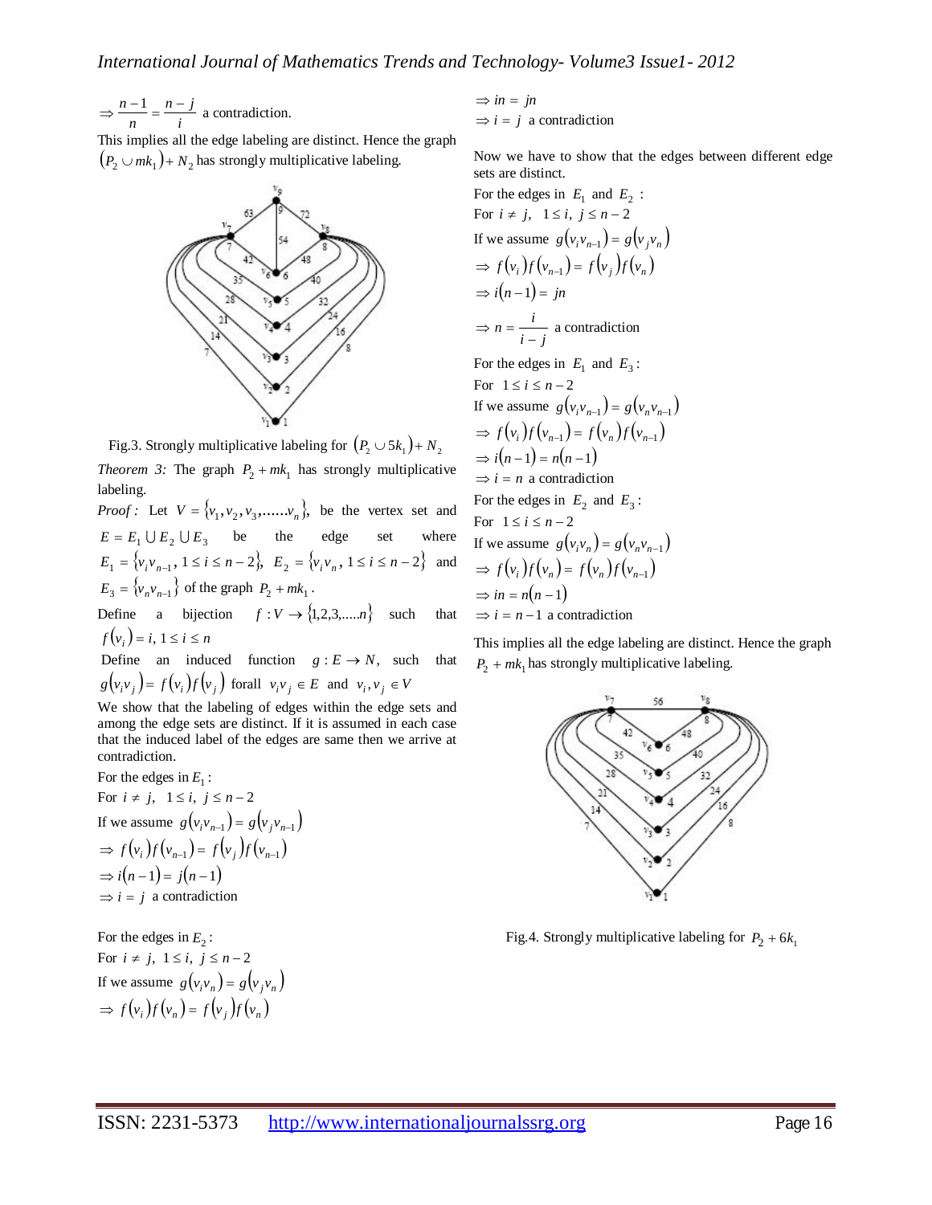$$\Rightarrow \frac{n-1}{n} = \frac{n-j}{i} \text{ a contradiction.}$$

This implies all the edge labeling are distinct. Hence the graph $(P_2 \cup mk_1) + N_2$ has strongly multiplicative labeling.

Fig.3. Strongly multiplicative labeling for $(P_2 \cup 5k_1) + N_2$

*Theorem 3:* The graph $P_2 + mk_1$ has strongly multiplicative labeling.

*Proof :* Let $V = \{v_1, v_2, v_3, \ldots\ldots v_n\}$, be the vertex set and $E = E_1 \cup E_2 \cup E_3$ be the edge set where $E_1 = \{v_i v_{n-1}, 1 \le i \le n-2\}$, $E_2 = \{v_i v_n, 1 \le i \le n-2\}$ and $E_3 = \{v_n v_{n-1}\}$ of the graph $P_2 + mk_1$.

Define a bijection $f : V \to \{1,2,3,\ldots\ldots n\}$ such that $f(v_i) = i, 1 \le i \le n$

Define an induced function $g : E \to N$, such that $g(v_i v_j) = f(v_i) f(v_j)$ forall $v_i v_j \in E$ and $v_i, v_j \in V$

We show that the labeling of edges within the edge sets and among the edge sets are distinct. If it is assumed in each case that the induced label of the edges are same then we arrive at contradiction.

For the edges in $E_1$:

For $i \ne j, \ 1 \le i, \ j \le n-2$

If we assume $g(v_i v_{n-1}) = g(v_j v_{n-1})$

$\Rightarrow f(v_i) f(v_{n-1}) = f(v_j) f(v_{n-1})$

$\Rightarrow i(n-1) = j(n-1)$

$\Rightarrow i = j$ a contradiction

For the edges in $E_2$:

For $i \ne j, \ 1 \le i, \ j \le n-2$

If we assume $g(v_i v_n) = g(v_j v_n)$

$\Rightarrow f(v_i) f(v_n) = f(v_j) f(v_n)$

$\Rightarrow in = jn$

$\Rightarrow i = j$ a contradiction

Now we have to show that the edges between different edge sets are distinct.

For the edges in $E_1$ and $E_2$ :

For $i \ne j, \ 1 \le i, \ j \le n-2$

If we assume $g(v_i v_{n-1}) = g(v_j v_n)$

$\Rightarrow f(v_i) f(v_{n-1}) = f(v_j) f(v_n)$

$\Rightarrow i(n-1) = jn$

$\Rightarrow n = \frac{i}{i-j}$ a contradiction

For the edges in $E_1$ and $E_3$:

For $1 \le i \le n-2$

If we assume $g(v_i v_{n-1}) = g(v_n v_{n-1})$

$\Rightarrow f(v_i) f(v_{n-1}) = f(v_n) f(v_{n-1})$

$\Rightarrow i(n-1) = n(n-1)$

$\Rightarrow i = n$ a contradiction

For the edges in $E_2$ and $E_3$:

For $1 \le i \le n-2$

If we assume $g(v_i v_n) = g(v_n v_{n-1})$

$\Rightarrow f(v_i) f(v_n) = f(v_n) f(v_{n-1})$

$\Rightarrow in = n(n-1)$

$\Rightarrow i = n-1$ a contradiction

This implies all the edge labeling are distinct. Hence the graph $P_2 + mk_1$ has strongly multiplicative labeling.

Fig.4. Strongly multiplicative labeling for $P_2 + 6k_1$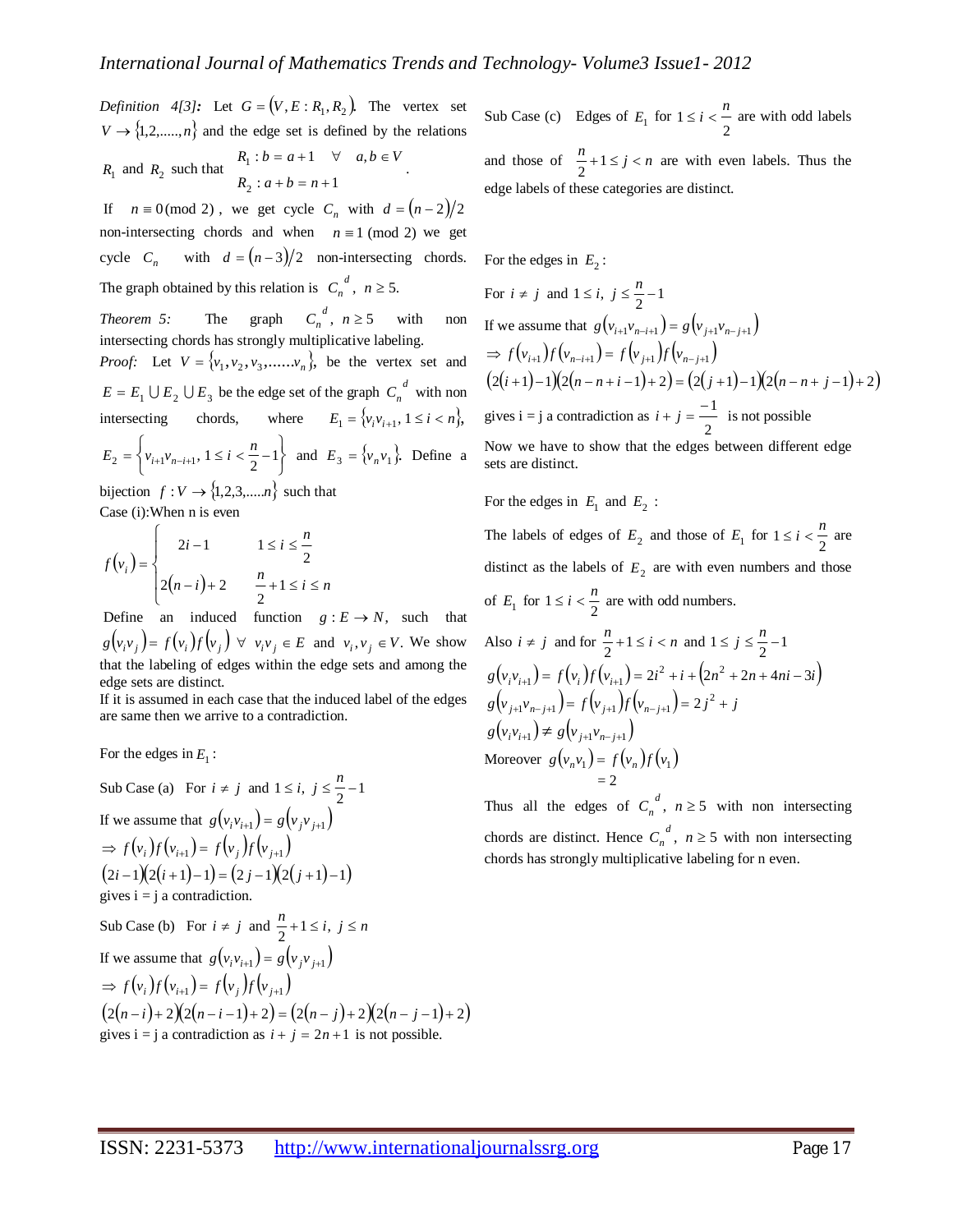*Definition 4[3]:* Let $G = (V, E : R_1, R_2)$. The vertex set $V \rightarrow \{1,2,\ldots\ldots,n\}$ and the edge set is defined by the relations $R_1$ and $R_2$ such that $\begin{matrix} R_1 : b = a+1 & \forall \quad a,b \in V \\ R_2 : a+b = n+1 & \end{matrix}$.

If $n \equiv 0 \pmod 2$, we get cycle $C_n$ with $d = (n-2)/2$ non-intersecting chords and when $n \equiv 1 \pmod 2$ we get cycle $C_n$ with $d = (n-3)/2$ non-intersecting chords. The graph obtained by this relation is $C_n^{\ d}$, $n \geq 5$.

*Theorem 5:* The graph $C_n^{\ d}$, $n \geq 5$ with non intersecting chords has strongly multiplicative labeling.

*Proof:* Let $V = \{v_1, v_2, v_3, \ldots\ldots v_n\}$, be the vertex set and $E = E_1 \cup E_2 \cup E_3$ be the edge set of the graph $C_n^{\ d}$ with non intersecting chords, where $E_1 = \{v_i v_{i+1}, 1 \leq i < n\}$, $E_2 = \left\{v_{i+1}v_{n-i+1}, 1 \leq i < \frac{n}{2} - 1\right\}$ and $E_3 = \{v_n v_1\}$. Define a bijection $f : V \rightarrow \{1,2,3,\ldots\ldots n\}$ such that

Case (i):When n is even

$$f(v_i) = \begin{cases} 2i - 1 & 1 \leq i \leq \dfrac{n}{2} \\ 2(n-i) + 2 & \dfrac{n}{2} + 1 \leq i \leq n \end{cases}$$

Define an induced function $g : E \rightarrow N$, such that $g(v_i v_j) = f(v_i) f(v_j) \ \forall \ v_i v_j \in E$ and $v_i, v_j \in V$. We show that the labeling of edges within the edge sets and among the edge sets are distinct.

If it is assumed in each case that the induced label of the edges are same then we arrive to a contradiction.

For the edges in $E_1$:

Sub Case (a) For $i \neq j$ and $1 \leq i, \ j \leq \frac{n}{2} - 1$

If we assume that $g(v_i v_{i+1}) = g(v_j v_{j+1})$

$\Rightarrow f(v_i) f(v_{i+1}) = f(v_j) f(v_{j+1})$

$(2i-1)(2(i+1)-1) = (2j-1)(2(j+1)-1)$

gives i = j a contradiction.

Sub Case (b) For $i \neq j$ and $\frac{n}{2} + 1 \leq i, \ j \leq n$

If we assume that $g(v_i v_{i+1}) = g(v_j v_{j+1})$

$\Rightarrow f(v_i) f(v_{i+1}) = f(v_j) f(v_{j+1})$

$(2(n-i)+2)(2(n-i-1)+2) = (2(n-j)+2)(2(n-j-1)+2)$

gives i = j a contradiction as $i + j = 2n + 1$ is not possible.

Sub Case (c) Edges of $E_1$ for $1 \leq i < \frac{n}{2}$ are with odd labels and those of $\frac{n}{2} + 1 \leq j < n$ are with even labels. Thus the edge labels of these categories are distinct.

For the edges in $E_2$:

For $i \neq j$ and $1 \leq i, \ j \leq \frac{n}{2} - 1$

If we assume that $g(v_{i+1} v_{n-i+1}) = g(v_{j+1} v_{n-j+1})$

$\Rightarrow f(v_{i+1}) f(v_{n-i+1}) = f(v_{j+1}) f(v_{n-j+1})$

$(2(i+1)-1)(2(n-n+i-1)+2) = (2(j+1)-1)(2(n-n+j-1)+2)$

gives i = j a contradiction as $i + j = \frac{-1}{2}$ is not possible

Now we have to show that the edges between different edge sets are distinct.

For the edges in $E_1$ and $E_2$ :

The labels of edges of $E_2$ and those of $E_1$ for $1 \leq i < \frac{n}{2}$ are distinct as the labels of $E_2$ are with even numbers and those of $E_1$ for $1 \leq i < \frac{n}{2}$ are with odd numbers.

Also $i \neq j$ and for $\frac{n}{2} + 1 \leq i < n$ and $1 \leq j \leq \frac{n}{2} - 1$

$g(v_i v_{i+1}) = f(v_i) f(v_{i+1}) = 2i^2 + i + (2n^2 + 2n + 4ni - 3i)$

$g(v_{j+1} v_{n-j+1}) = f(v_{j+1}) f(v_{n-j+1}) = 2j^2 + j$

$g(v_i v_{i+1}) \neq g(v_{j+1} v_{n-j+1})$

Moreover $g(v_n v_1) = f(v_n) f(v_1)$
$\qquad\qquad\qquad = 2$

Thus all the edges of $C_n^{\ d}$, $n \geq 5$ with non intersecting chords are distinct. Hence $C_n^{\ d}$, $n \geq 5$ with non intersecting chords has strongly multiplicative labeling for n even.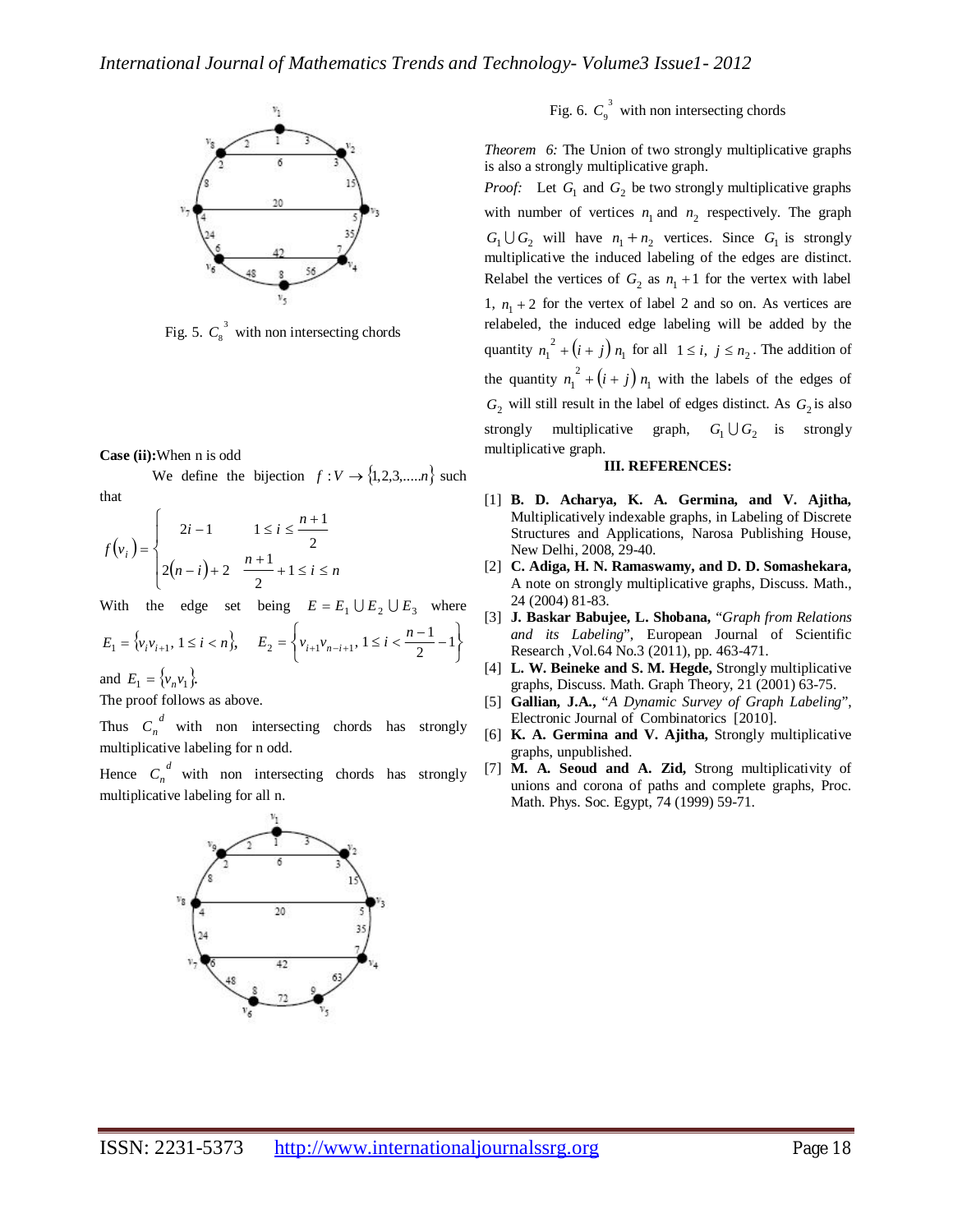Fig. 5. $C_8^{\ 3}$ with non intersecting chords

**Case (ii):** When n is odd

We define the bijection $f : V \to \{1,2,3,.....n\}$ such that

$$f(v_i) = \begin{cases} 2i-1 & 1 \le i \le \dfrac{n+1}{2} \\ 2(n-i)+2 & \dfrac{n+1}{2}+1 \le i \le n \end{cases}$$

With the edge set being $E = E_1 \cup E_2 \cup E_3$ where $E_1 = \{v_i v_{i+1}, 1 \le i < n\}$, $E_2 = \left\{v_{i+1} v_{n-i+1}, 1 \le i < \dfrac{n-1}{2} - 1\right\}$ and $E_1 = \{v_n v_1\}$.

The proof follows as above.

Thus $C_n^{\ d}$ with non intersecting chords has strongly multiplicative labeling for n odd.

Hence $C_n^{\ d}$ with non intersecting chords has strongly multiplicative labeling for all n.

Fig. 6. $C_9^{\ 3}$ with non intersecting chords

*Theorem 6:* The Union of two strongly multiplicative graphs is also a strongly multiplicative graph.

*Proof:* Let $G_1$ and $G_2$ be two strongly multiplicative graphs with number of vertices $n_1$ and $n_2$ respectively. The graph $G_1 \cup G_2$ will have $n_1 + n_2$ vertices. Since $G_1$ is strongly multiplicative the induced labeling of the edges are distinct. Relabel the vertices of $G_2$ as $n_1 + 1$ for the vertex with label 1, $n_1 + 2$ for the vertex of label 2 and so on. As vertices are relabeled, the induced edge labeling will be added by the quantity $n_1^{\ 2} + (i + j)\, n_1$ for all $1 \le i,\ j \le n_2$. The addition of the quantity $n_1^{\ 2} + (i + j)\, n_1$ with the labels of the edges of $G_2$ will still result in the label of edges distinct. As $G_2$ is also strongly multiplicative graph, $G_1 \cup G_2$ is strongly multiplicative graph.

## III. REFERENCES:

[1] **B. D. Acharya, K. A. Germina, and V. Ajitha,** Multiplicatively indexable graphs, in Labeling of Discrete Structures and Applications, Narosa Publishing House, New Delhi, 2008, 29-40.

[2] **C. Adiga, H. N. Ramaswamy, and D. D. Somashekara,** A note on strongly multiplicative graphs, Discuss. Math., 24 (2004) 81-83.

[3] **J. Baskar Babujee, L. Shobana,** "*Graph from Relations and its Labeling*", European Journal of Scientific Research ,Vol.64 No.3 (2011), pp. 463-471.

[4] **L. W. Beineke and S. M. Hegde,** Strongly multiplicative graphs, Discuss. Math. Graph Theory, 21 (2001) 63-75.

[5] **Gallian, J.A.,** "*A Dynamic Survey of Graph Labeling*", Electronic Journal of Combinatorics [2010].

[6] **K. A. Germina and V. Ajitha,** Strongly multiplicative graphs, unpublished.

[7] **M. A. Seoud and A. Zid,** Strong multiplicativity of unions and corona of paths and complete graphs, Proc. Math. Phys. Soc. Egypt, 74 (1999) 59-71.